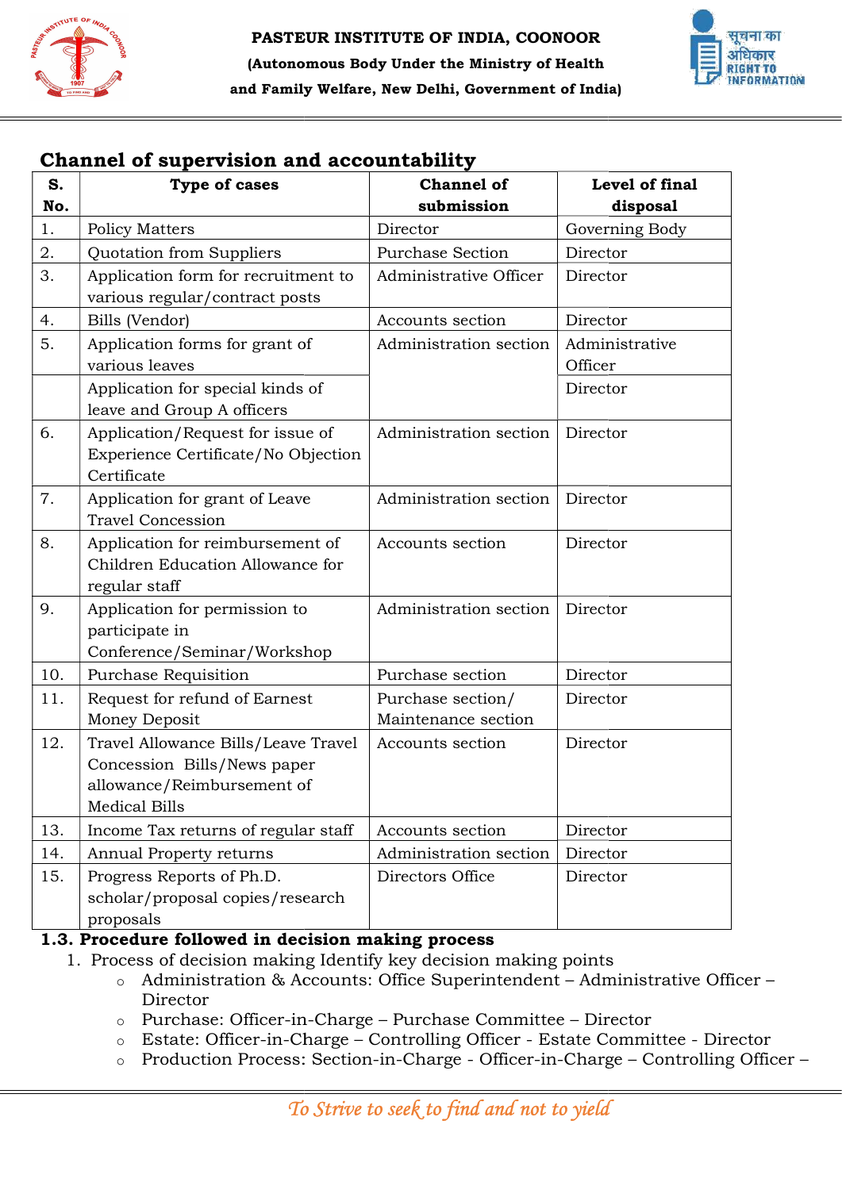# PASTEUR INSTITUTE OF INDIA, COONOOR

**(Autonomous Body Under the Ministry of Health and Family Welfare, New Delhi, Government of India)**

## Channel of supervision and accountability

| S. No. | Type of cases | Channel of submission | Level of final disposal |
|---|---|---|---|
| 1. | Policy Matters | Director | Governing Body |
| 2. | Quotation from Suppliers | Purchase Section | Director |
| 3. | Application form for recruitment to various regular/contract posts | Administrative Officer | Director |
| 4. | Bills (Vendor) | Accounts section | Director |
| 5. | Application forms for grant of various leaves | Administration section | Administrative Officer |
| | Application for special kinds of leave and Group A officers | | Director |
| 6. | Application/Request for issue of Experience Certificate/No Objection Certificate | Administration section | Director |
| 7. | Application for grant of Leave Travel Concession | Administration section | Director |
| 8. | Application for reimbursement of Children Education Allowance for regular staff | Accounts section | Director |
| 9. | Application for permission to participate in Conference/Seminar/Workshop | Administration section | Director |
| 10. | Purchase Requisition | Purchase section | Director |
| 11. | Request for refund of Earnest Money Deposit | Purchase section/ Maintenance section | Director |
| 12. | Travel Allowance Bills/Leave Travel Concession Bills/News paper allowance/Reimbursement of Medical Bills | Accounts section | Director |
| 13. | Income Tax returns of regular staff | Accounts section | Director |
| 14. | Annual Property returns | Administration section | Director |
| 15. | Progress Reports of Ph.D. scholar/proposal copies/research proposals | Directors Office | Director |

### 1.3. Procedure followed in decision making process

1. Process of decision making Identify key decision making points
   - Administration & Accounts: Office Superintendent – Administrative Officer – Director
   - Purchase: Officer-in-Charge – Purchase Committee – Director
   - Estate: Officer-in-Charge – Controlling Officer - Estate Committee - Director
   - Production Process: Section-in-Charge - Officer-in-Charge – Controlling Officer –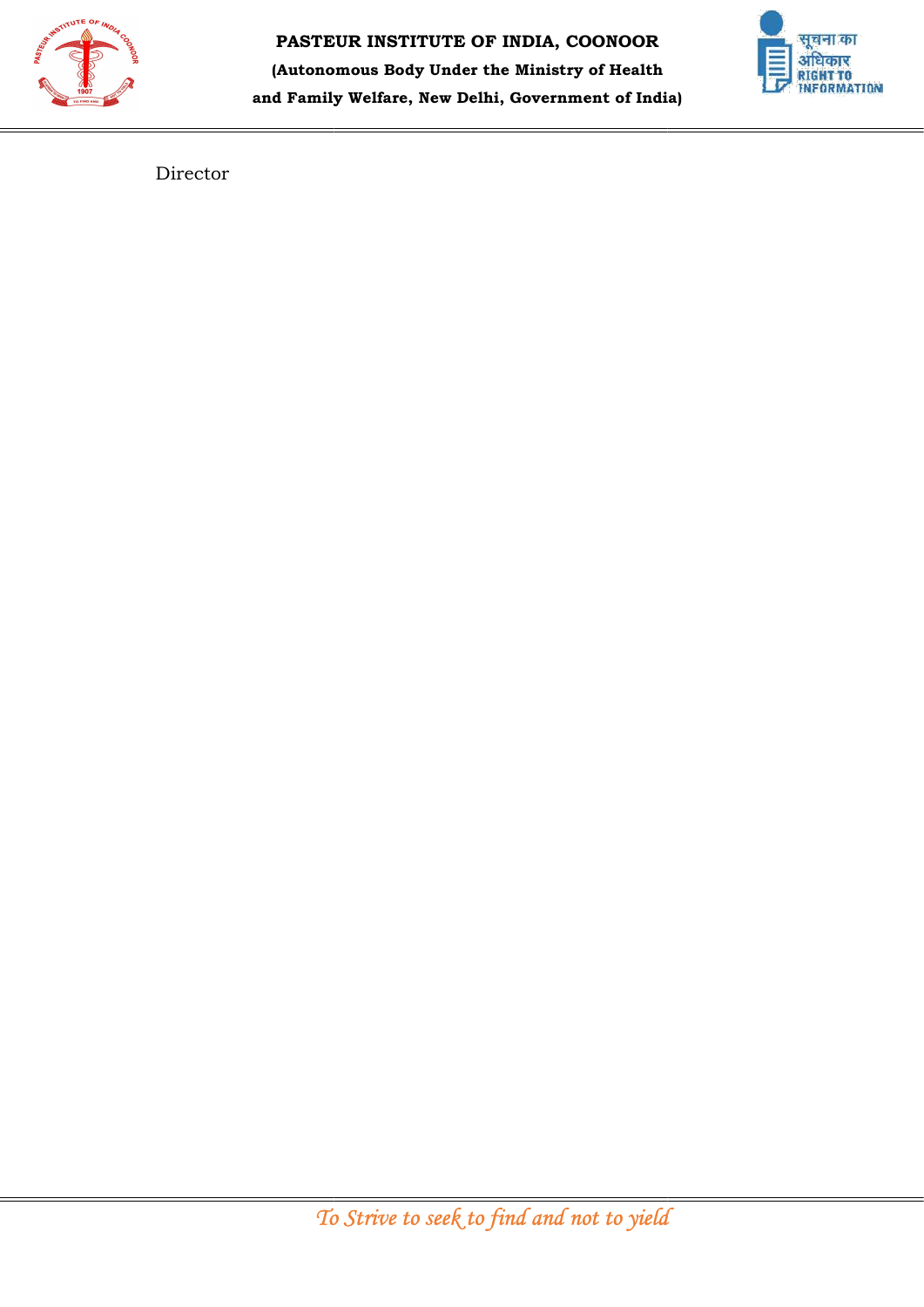Director